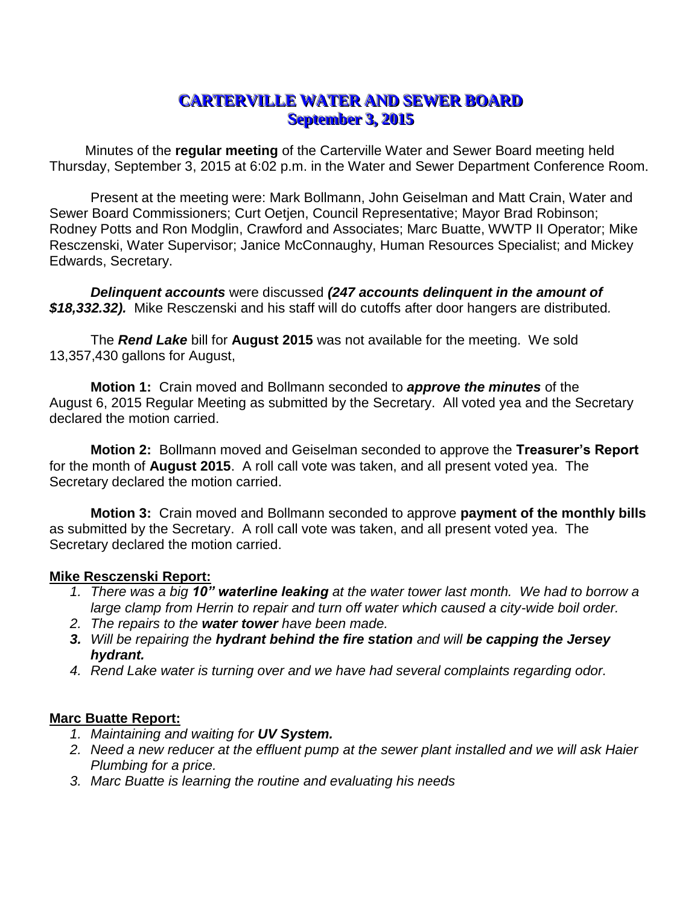# CARTERVILLE WATER AND SEWER BOARD
## September 3, 2015

Minutes of the **regular meeting** of the Carterville Water and Sewer Board meeting held Thursday, September 3, 2015 at 6:02 p.m. in the Water and Sewer Department Conference Room.

Present at the meeting were: Mark Bollmann, John Geiselman and Matt Crain, Water and Sewer Board Commissioners; Curt Oetjen, Council Representative; Mayor Brad Robinson; Rodney Potts and Ron Modglin, Crawford and Associates; Marc Buatte, WWTP II Operator; Mike Resczenski, Water Supervisor; Janice McConnaughy, Human Resources Specialist; and Mickey Edwards, Secretary.

***Delinquent accounts*** were discussed ***(247 accounts delinquent in the amount of $18,332.32).*** Mike Resczenski and his staff will do cutoffs after door hangers are distributed*.*

The ***Rend Lake*** bill for **August 2015** was not available for the meeting. We sold 13,357,430 gallons for August,

**Motion 1:** Crain moved and Bollmann seconded to ***approve the minutes*** of the August 6, 2015 Regular Meeting as submitted by the Secretary. All voted yea and the Secretary declared the motion carried.

**Motion 2:** Bollmann moved and Geiselman seconded to approve the **Treasurer's Report** for the month of **August 2015**. A roll call vote was taken, and all present voted yea. The Secretary declared the motion carried.

**Motion 3:** Crain moved and Bollmann seconded to approve **payment of the monthly bills** as submitted by the Secretary. A roll call vote was taken, and all present voted yea. The Secretary declared the motion carried.

**Mike Resczenski Report:**

1. *There was a big **10" waterline leaking** at the water tower last month. We had to borrow a large clamp from Herrin to repair and turn off water which caused a city-wide boil order.*
2. *The repairs to the **water tower** have been made.*
3. *Will be repairing the **hydrant behind the fire station** and will **be capping the Jersey hydrant.***
4. *Rend Lake water is turning over and we have had several complaints regarding odor.*

**Marc Buatte Report:**

1. *Maintaining and waiting for **UV System.***
2. *Need a new reducer at the effluent pump at the sewer plant installed and we will ask Haier Plumbing for a price.*
3. *Marc Buatte is learning the routine and evaluating his needs*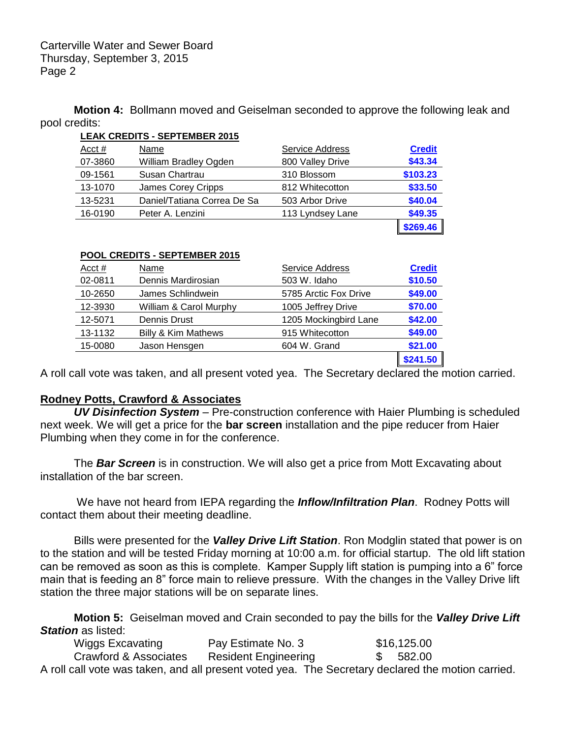**Motion 4:** Bollmann moved and Geiselman seconded to approve the following leak and pool credits:

**LEAK CREDITS - SEPTEMBER 2015**

| Acct # | Name | Service Address | Credit |
|---|---|---|---|
| 07-3860 | William Bradley Ogden | 800 Valley Drive | $43.34 |
| 09-1561 | Susan Chartrau | 310 Blossom | $103.23 |
| 13-1070 | James Corey Cripps | 812 Whitecotton | $33.50 |
| 13-5231 | Daniel/Tatiana Correa De Sa | 503 Arbor Drive | $40.04 |
| 16-0190 | Peter A. Lenzini | 113 Lyndsey Lane | $49.35 |
| | | | $269.46 |

**POOL CREDITS - SEPTEMBER 2015**

| Acct # | Name | Service Address | Credit |
|---|---|---|---|
| 02-0811 | Dennis Mardirosian | 503 W. Idaho | $10.50 |
| 10-2650 | James Schlindwein | 5785 Arctic Fox Drive | $49.00 |
| 12-3930 | William & Carol Murphy | 1005 Jeffrey Drive | $70.00 |
| 12-5071 | Dennis Drust | 1205 Mockingbird Lane | $42.00 |
| 13-1132 | Billy & Kim Mathews | 915 Whitecotton | $49.00 |
| 15-0080 | Jason Hensgen | 604 W. Grand | $21.00 |
| | | | $241.50 |

A roll call vote was taken, and all present voted yea. The Secretary declared the motion carried.

**Rodney Potts, Crawford & Associates**

***UV Disinfection System*** – Pre-construction conference with Haier Plumbing is scheduled next week. We will get a price for the **bar screen** installation and the pipe reducer from Haier Plumbing when they come in for the conference.

The ***Bar Screen*** is in construction. We will also get a price from Mott Excavating about installation of the bar screen.

We have not heard from IEPA regarding the ***Inflow/Infiltration Plan***. Rodney Potts will contact them about their meeting deadline.

Bills were presented for the ***Valley Drive Lift Station***. Ron Modglin stated that power is on to the station and will be tested Friday morning at 10:00 a.m. for official startup. The old lift station can be removed as soon as this is complete. Kamper Supply lift station is pumping into a 6" force main that is feeding an 8" force main to relieve pressure. With the changes in the Valley Drive lift station the three major stations will be on separate lines.

**Motion 5:** Geiselman moved and Crain seconded to pay the bills for the ***Valley Drive Lift Station*** as listed:

| | | |
|---|---|---|
| Wiggs Excavating | Pay Estimate No. 3 | $16,125.00 |
| Crawford & Associates | Resident Engineering | $ 582.00 |

A roll call vote was taken, and all present voted yea. The Secretary declared the motion carried.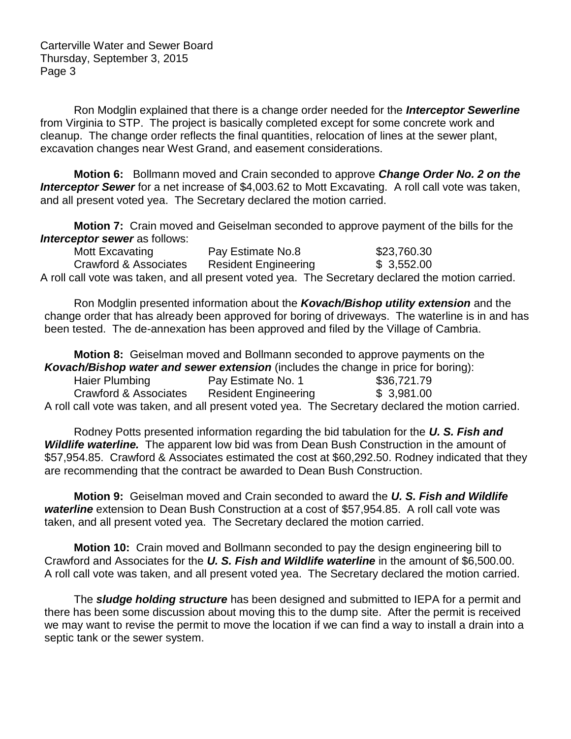Ron Modglin explained that there is a change order needed for the ***Interceptor Sewerline*** from Virginia to STP. The project is basically completed except for some concrete work and cleanup. The change order reflects the final quantities, relocation of lines at the sewer plant, excavation changes near West Grand, and easement considerations.

**Motion 6:** Bollmann moved and Crain seconded to approve ***Change Order No. 2 on the Interceptor Sewer*** for a net increase of $4,003.62 to Mott Excavating. A roll call vote was taken, and all present voted yea. The Secretary declared the motion carried.

**Motion 7:** Crain moved and Geiselman seconded to approve payment of the bills for the ***Interceptor sewer*** as follows:

| | | |
|---|---|---|
| Mott Excavating | Pay Estimate No.8 | $23,760.30 |
| Crawford & Associates | Resident Engineering | $ 3,552.00 |

A roll call vote was taken, and all present voted yea. The Secretary declared the motion carried.

Ron Modglin presented information about the ***Kovach/Bishop utility extension*** and the change order that has already been approved for boring of driveways. The waterline is in and has been tested. The de-annexation has been approved and filed by the Village of Cambria.

**Motion 8:** Geiselman moved and Bollmann seconded to approve payments on the ***Kovach/Bishop water and sewer extension*** (includes the change in price for boring):

| | | |
|---|---|---|
| Haier Plumbing | Pay Estimate No. 1 | $36,721.79 |
| Crawford & Associates | Resident Engineering | $ 3,981.00 |

A roll call vote was taken, and all present voted yea. The Secretary declared the motion carried.

Rodney Potts presented information regarding the bid tabulation for the ***U. S. Fish and Wildlife waterline.*** The apparent low bid was from Dean Bush Construction in the amount of $57,954.85. Crawford & Associates estimated the cost at $60,292.50. Rodney indicated that they are recommending that the contract be awarded to Dean Bush Construction.

**Motion 9:** Geiselman moved and Crain seconded to award the ***U. S. Fish and Wildlife waterline*** extension to Dean Bush Construction at a cost of $57,954.85. A roll call vote was taken, and all present voted yea. The Secretary declared the motion carried.

**Motion 10:** Crain moved and Bollmann seconded to pay the design engineering bill to Crawford and Associates for the ***U. S. Fish and Wildlife waterline*** in the amount of $6,500.00. A roll call vote was taken, and all present voted yea. The Secretary declared the motion carried.

The ***sludge holding structure*** has been designed and submitted to IEPA for a permit and there has been some discussion about moving this to the dump site. After the permit is received we may want to revise the permit to move the location if we can find a way to install a drain into a septic tank or the sewer system.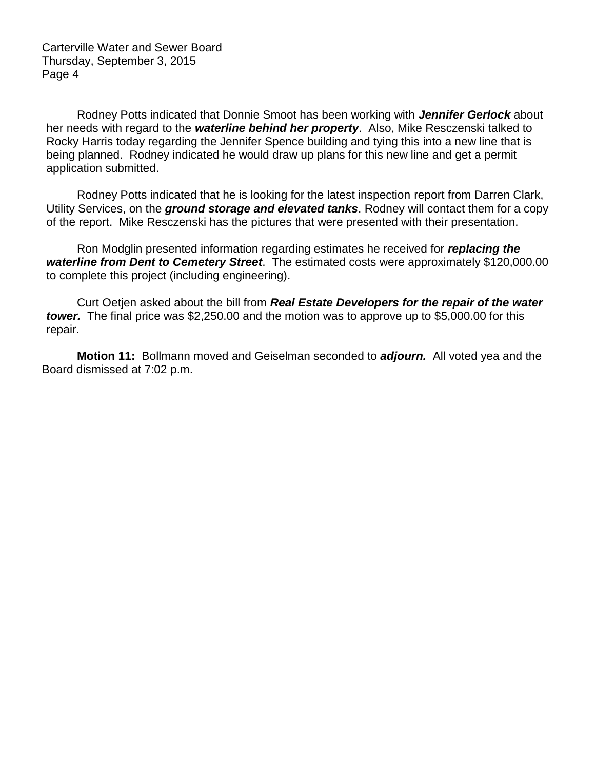Rodney Potts indicated that Donnie Smoot has been working with ***Jennifer Gerlock*** about her needs with regard to the ***waterline behind her property***. Also, Mike Resczenski talked to Rocky Harris today regarding the Jennifer Spence building and tying this into a new line that is being planned. Rodney indicated he would draw up plans for this new line and get a permit application submitted.

Rodney Potts indicated that he is looking for the latest inspection report from Darren Clark, Utility Services, on the ***ground storage and elevated tanks***. Rodney will contact them for a copy of the report. Mike Resczenski has the pictures that were presented with their presentation.

Ron Modglin presented information regarding estimates he received for ***replacing the waterline from Dent to Cemetery Street***. The estimated costs were approximately $120,000.00 to complete this project (including engineering).

Curt Oetjen asked about the bill from ***Real Estate Developers for the repair of the water tower.*** The final price was $2,250.00 and the motion was to approve up to $5,000.00 for this repair.

**Motion 11:** Bollmann moved and Geiselman seconded to ***adjourn.*** All voted yea and the Board dismissed at 7:02 p.m.